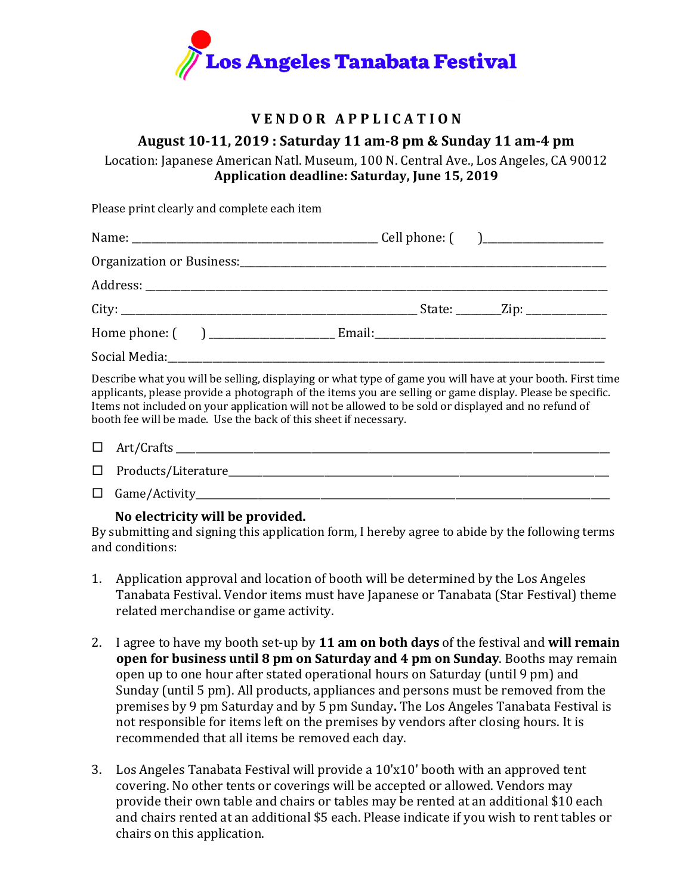# Los Angeles Tanabata Festival

## VENDOR APPLICATION

**August 10-11, 2019 : Saturday 11 am-8 pm & Sunday 11 am-4 pm**

Location: Japanese American Natl. Museum, 100 N. Central Ave., Los Angeles, CA 90012

**Application deadline: Saturday, June 15, 2019**

Please print clearly and complete each item

Name: ___________________________________________ Cell phone: (      )_____________________

Organization or Business:_______________________________________________________________

Address: ___________________________________________________________________________

City: _____________________________________________________ State: _______Zip: ______________

Home phone: (      ) ______________________ Email:_________________________________________

Social Media:________________________________________________________________________

Describe what you will be selling, displaying or what type of game you will have at your booth. First time applicants, please provide a photograph of the items you are selling or game display. Please be specific. Items not included on your application will not be allowed to be sold or displayed and no refund of booth fee will be made. Use the back of this sheet if necessary.

- ☐ Art/Crafts ______________________________________________________________________
- ☐ Products/Literature_______________________________________________________________
- ☐ Game/Activity____________________________________________________________________

**No electricity will be provided.**

By submitting and signing this application form, I hereby agree to abide by the following terms and conditions:

1. Application approval and location of booth will be determined by the Los Angeles Tanabata Festival. Vendor items must have Japanese or Tanabata (Star Festival) theme related merchandise or game activity.

2. I agree to have my booth set-up by **11 am on both days** of the festival and **will remain open for business until 8 pm on Saturday and 4 pm on Sunday**. Booths may remain open up to one hour after stated operational hours on Saturday (until 9 pm) and Sunday (until 5 pm). All products, appliances and persons must be removed from the premises by 9 pm Saturday and by 5 pm Sunday**.** The Los Angeles Tanabata Festival is not responsible for items left on the premises by vendors after closing hours. It is recommended that all items be removed each day.

3. Los Angeles Tanabata Festival will provide a 10'x10' booth with an approved tent covering. No other tents or coverings will be accepted or allowed. Vendors may provide their own table and chairs or tables may be rented at an additional $10 each and chairs rented at an additional $5 each. Please indicate if you wish to rent tables or chairs on this application.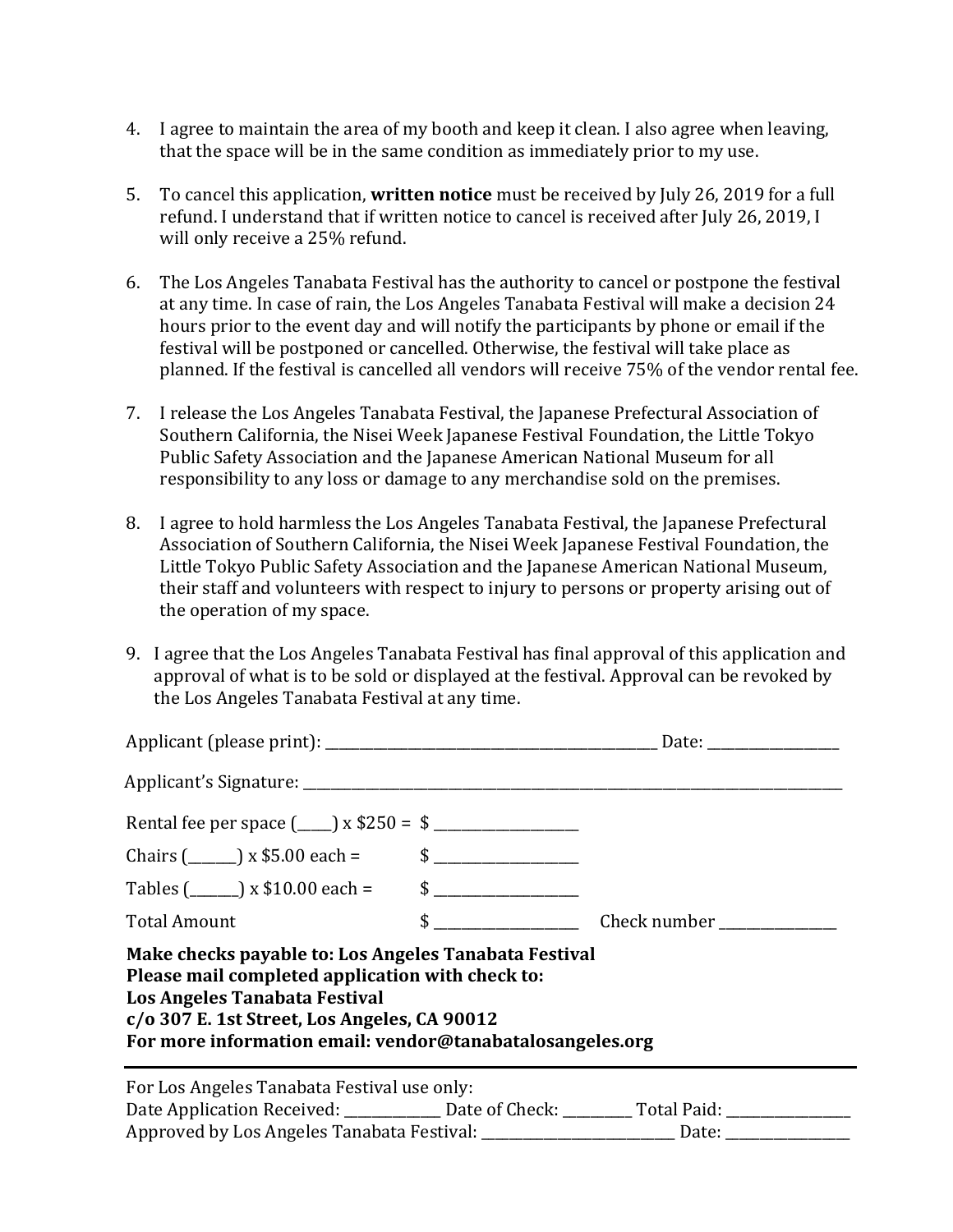4. I agree to maintain the area of my booth and keep it clean. I also agree when leaving, that the space will be in the same condition as immediately prior to my use.

5. To cancel this application, **written notice** must be received by July 26, 2019 for a full refund. I understand that if written notice to cancel is received after July 26, 2019, I will only receive a 25% refund.

6. The Los Angeles Tanabata Festival has the authority to cancel or postpone the festival at any time. In case of rain, the Los Angeles Tanabata Festival will make a decision 24 hours prior to the event day and will notify the participants by phone or email if the festival will be postponed or cancelled. Otherwise, the festival will take place as planned. If the festival is cancelled all vendors will receive 75% of the vendor rental fee.

7. I release the Los Angeles Tanabata Festival, the Japanese Prefectural Association of Southern California, the Nisei Week Japanese Festival Foundation, the Little Tokyo Public Safety Association and the Japanese American National Museum for all responsibility to any loss or damage to any merchandise sold on the premises.

8. I agree to hold harmless the Los Angeles Tanabata Festival, the Japanese Prefectural Association of Southern California, the Nisei Week Japanese Festival Foundation, the Little Tokyo Public Safety Association and the Japanese American National Museum, their staff and volunteers with respect to injury to persons or property arising out of the operation of my space.

9. I agree that the Los Angeles Tanabata Festival has final approval of this application and approval of what is to be sold or displayed at the festival. Approval can be revoked by the Los Angeles Tanabata Festival at any time.

Applicant (please print): ______________________________ Date: ____________

Applicant's Signature: ______________________________________________

Rental fee per space (____) x $250 = $ ______________

Chairs (______) x $5.00 each = $ ______________

Tables (______) x $10.00 each = $ ______________

Total Amount $ ______________ Check number ___________

**Make checks payable to: Los Angeles Tanabata Festival**
**Please mail completed application with check to:**
**Los Angeles Tanabata Festival**
**c/o 307 E. 1st Street, Los Angeles, CA 90012**
**For more information email: vendor@tanabatalosangeles.org**

---

For Los Angeles Tanabata Festival use only:
Date Application Received: __________ Date of Check: _______ Total Paid: ____________
Approved by Los Angeles Tanabata Festival: ____________________ Date: ____________